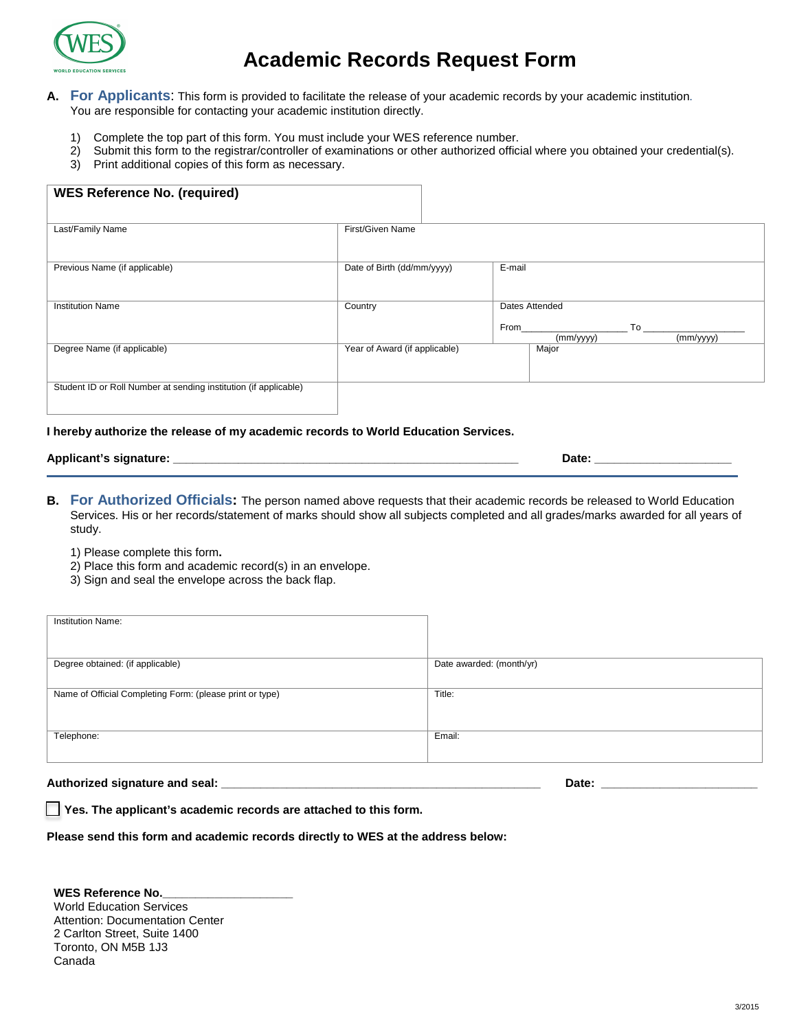# Academic Records Request Form

**A.** **For Applicants**: This form is provided to facilitate the release of your academic records by your academic institution. You are responsible for contacting your academic institution directly.

1) Complete the top part of this form. You must include your WES reference number.
2) Submit this form to the registrar/controller of examinations or other authorized official where you obtained your credential(s).
3) Print additional copies of this form as necessary.

| **WES Reference No. (required)** | | |
|---|---|---|
| Last/Family Name | First/Given Name | |
| Previous Name (if applicable) | Date of Birth (dd/mm/yyyy) | E-mail |
| Institution Name | Country | Dates Attended<br>From\_\_\_\_\_\_\_\_\_\_\_\_\_\_\_\_\_\_ To \_\_\_\_\_\_\_\_\_\_\_\_\_\_\_\_\_\_<br>(mm/yyyy) (mm/yyyy) |
| Degree Name (if applicable) | Year of Award (if applicable) | Major |
| Student ID or Roll Number at sending institution (if applicable) | | |

**I hereby authorize the release of my academic records to World Education Services.**

**Applicant's signature:** \_\_\_\_\_\_\_\_\_\_\_\_\_\_\_\_\_\_\_\_\_\_\_\_\_\_\_\_\_\_\_\_\_\_\_\_\_\_\_\_\_\_\_\_\_\_\_\_\_\_ **Date:** \_\_\_\_\_\_\_\_\_\_\_\_\_\_\_\_\_\_\_\_

**B.** **For Authorized Officials:** The person named above requests that their academic records be released to World Education Services. His or her records/statement of marks should show all subjects completed and all grades/marks awarded for all years of study.

1) Please complete this form.
2) Place this form and academic record(s) in an envelope.
3) Sign and seal the envelope across the back flap.

| Institution Name: | |
|---|---|
| Degree obtained: (if applicable) | Date awarded: (month/yr) |
| Name of Official Completing Form: (please print or type) | Title: |
| Telephone: | Email: |

**Authorized signature and seal:** \_\_\_\_\_\_\_\_\_\_\_\_\_\_\_\_\_\_\_\_\_\_\_\_\_\_\_\_\_\_\_\_\_\_\_\_\_\_\_\_\_\_\_\_\_\_ **Date:** \_\_\_\_\_\_\_\_\_\_\_\_\_\_\_\_\_\_\_\_\_\_

☐ **Yes. The applicant's academic records are attached to this form.**

**Please send this form and academic records directly to WES at the address below:**

**WES Reference No.**\_\_\_\_\_\_\_\_\_\_\_\_\_\_\_\_\_\_\_\_
World Education Services
Attention: Documentation Center
2 Carlton Street, Suite 1400
Toronto, ON M5B 1J3
Canada

3/2015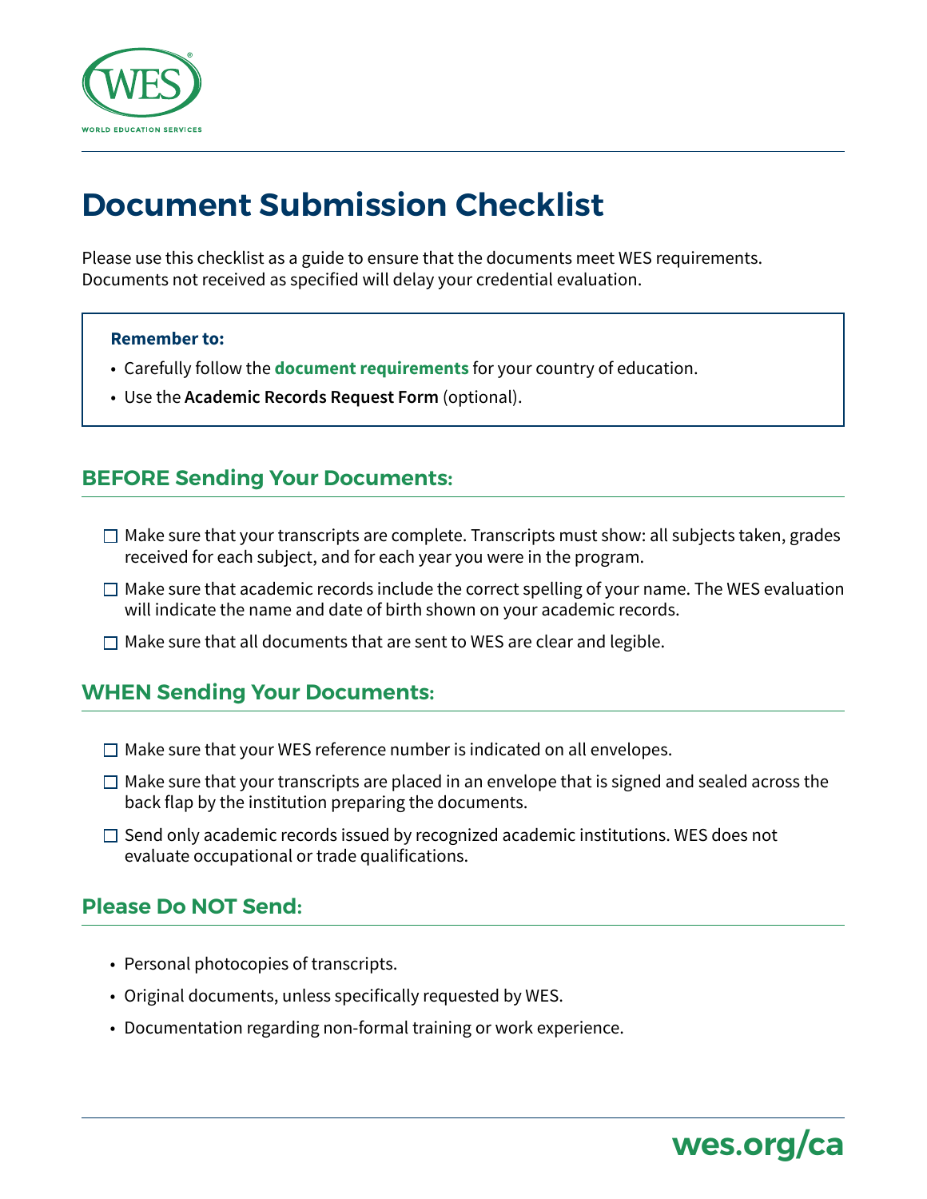# Document Submission Checklist

Please use this checklist as a guide to ensure that the documents meet WES requirements. Documents not received as specified will delay your credential evaluation.

> **Remember to:**
>
> - Carefully follow the **document requirements** for your country of education.
> - Use the **Academic Records Request Form** (optional).

## BEFORE Sending Your Documents:

- [ ] Make sure that your transcripts are complete. Transcripts must show: all subjects taken, grades received for each subject, and for each year you were in the program.
- [ ] Make sure that academic records include the correct spelling of your name. The WES evaluation will indicate the name and date of birth shown on your academic records.
- [ ] Make sure that all documents that are sent to WES are clear and legible.

## WHEN Sending Your Documents:

- [ ] Make sure that your WES reference number is indicated on all envelopes.
- [ ] Make sure that your transcripts are placed in an envelope that is signed and sealed across the back flap by the institution preparing the documents.
- [ ] Send only academic records issued by recognized academic institutions. WES does not evaluate occupational or trade qualifications.

## Please Do NOT Send:

- Personal photocopies of transcripts.
- Original documents, unless specifically requested by WES.
- Documentation regarding non-formal training or work experience.

**wes.org/ca**